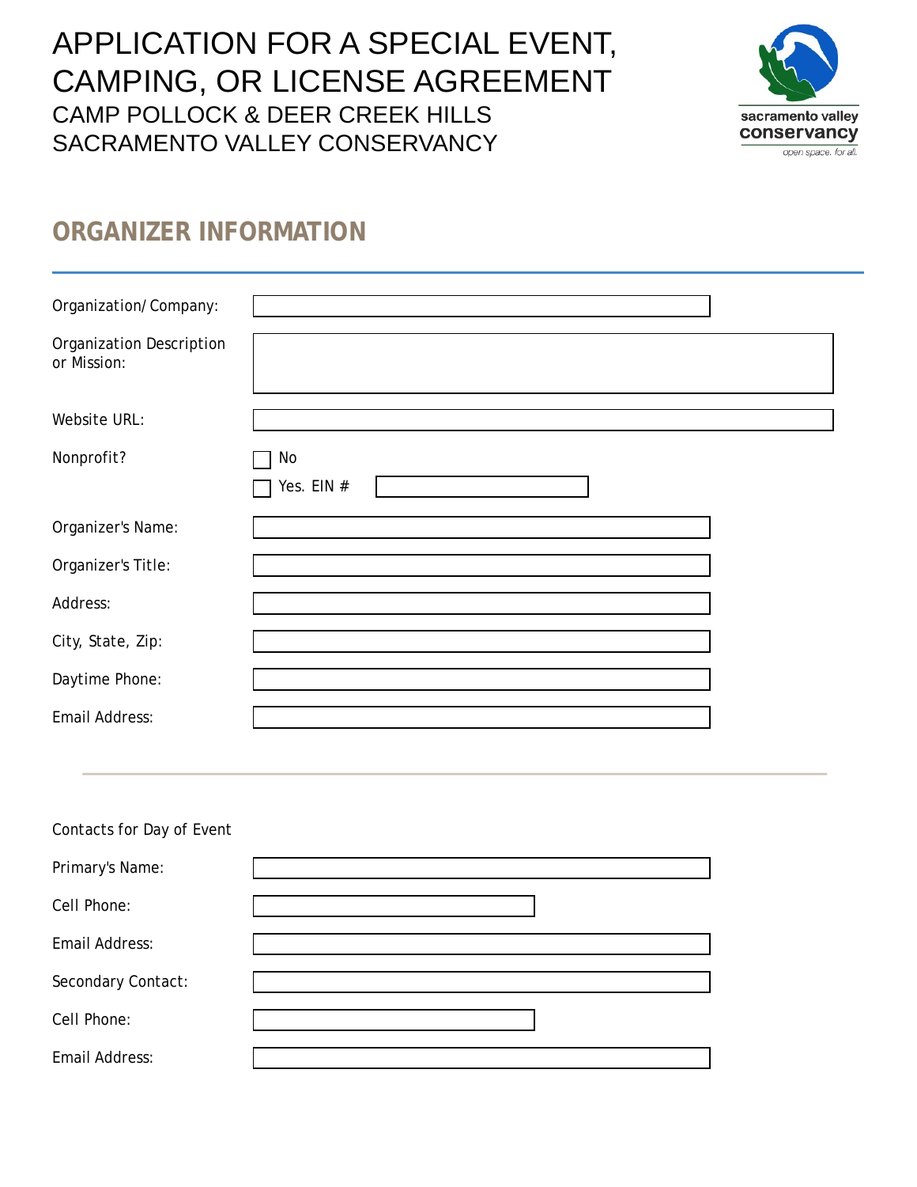# APPLICATION FOR A SPECIAL EVENT, CAMPING, OR LICENSE AGREEMENT

CAMP POLLOCK & DEER CREEK HILLS
SACRAMENTO VALLEY CONSERVANCY

sacramento valley conservancy
*open space. for all.*

## ORGANIZER INFORMATION

Organization/ Company: ____________________

Organization Description or Mission: ____________________

Website URL: ____________________

Nonprofit?
☐ No
☐ Yes. EIN # ____________________

Organizer's Name: ____________________

Organizer's Title: ____________________

Address: ____________________

City, State, Zip: ____________________

Daytime Phone: ____________________

Email Address: ____________________

---

Contacts for Day of Event

Primary's Name: ____________________

Cell Phone: ____________________

Email Address: ____________________

Secondary Contact: ____________________

Cell Phone: ____________________

Email Address: ____________________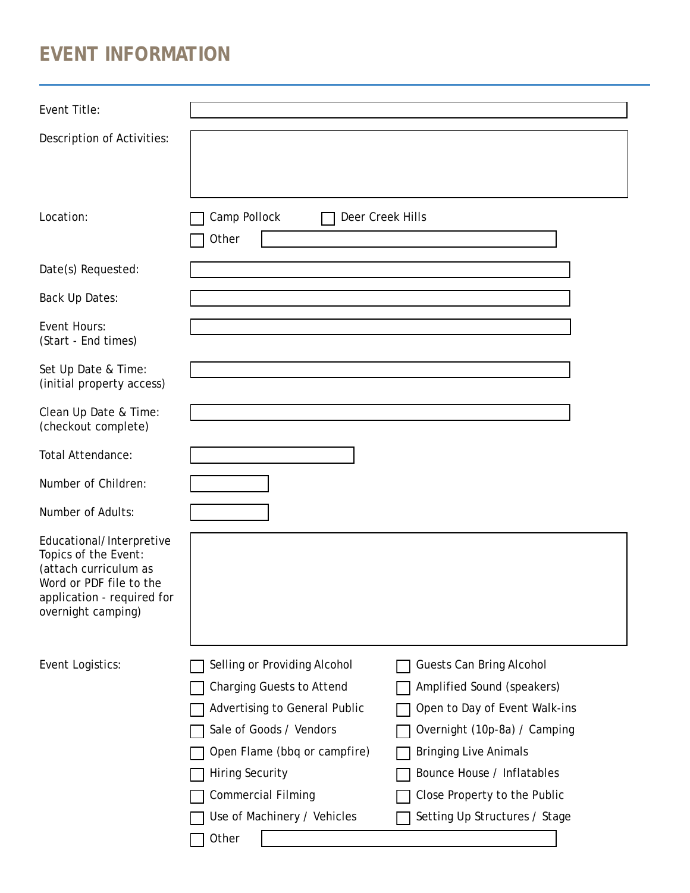# EVENT INFORMATION

Event Title:

Description of Activities:

Location:

- ☐ Camp Pollock
- ☐ Deer Creek Hills
- ☐ Other

Date(s) Requested:

Back Up Dates:

Event Hours:
(Start - End times)

Set Up Date & Time:
(initial property access)

Clean Up Date & Time:
(checkout complete)

Total Attendance:

Number of Children:

Number of Adults:

Educational/Interpretive Topics of the Event:
(attach curriculum as Word or PDF file to the application - required for overnight camping)

Event Logistics:

- ☐ Selling or Providing Alcohol
- ☐ Guests Can Bring Alcohol
- ☐ Charging Guests to Attend
- ☐ Amplified Sound (speakers)
- ☐ Advertising to General Public
- ☐ Open to Day of Event Walk-ins
- ☐ Sale of Goods / Vendors
- ☐ Overnight (10p-8a) / Camping
- ☐ Open Flame (bbq or campfire)
- ☐ Bringing Live Animals
- ☐ Hiring Security
- ☐ Bounce House / Inflatables
- ☐ Commercial Filming
- ☐ Close Property to the Public
- ☐ Use of Machinery / Vehicles
- ☐ Setting Up Structures / Stage
- ☐ Other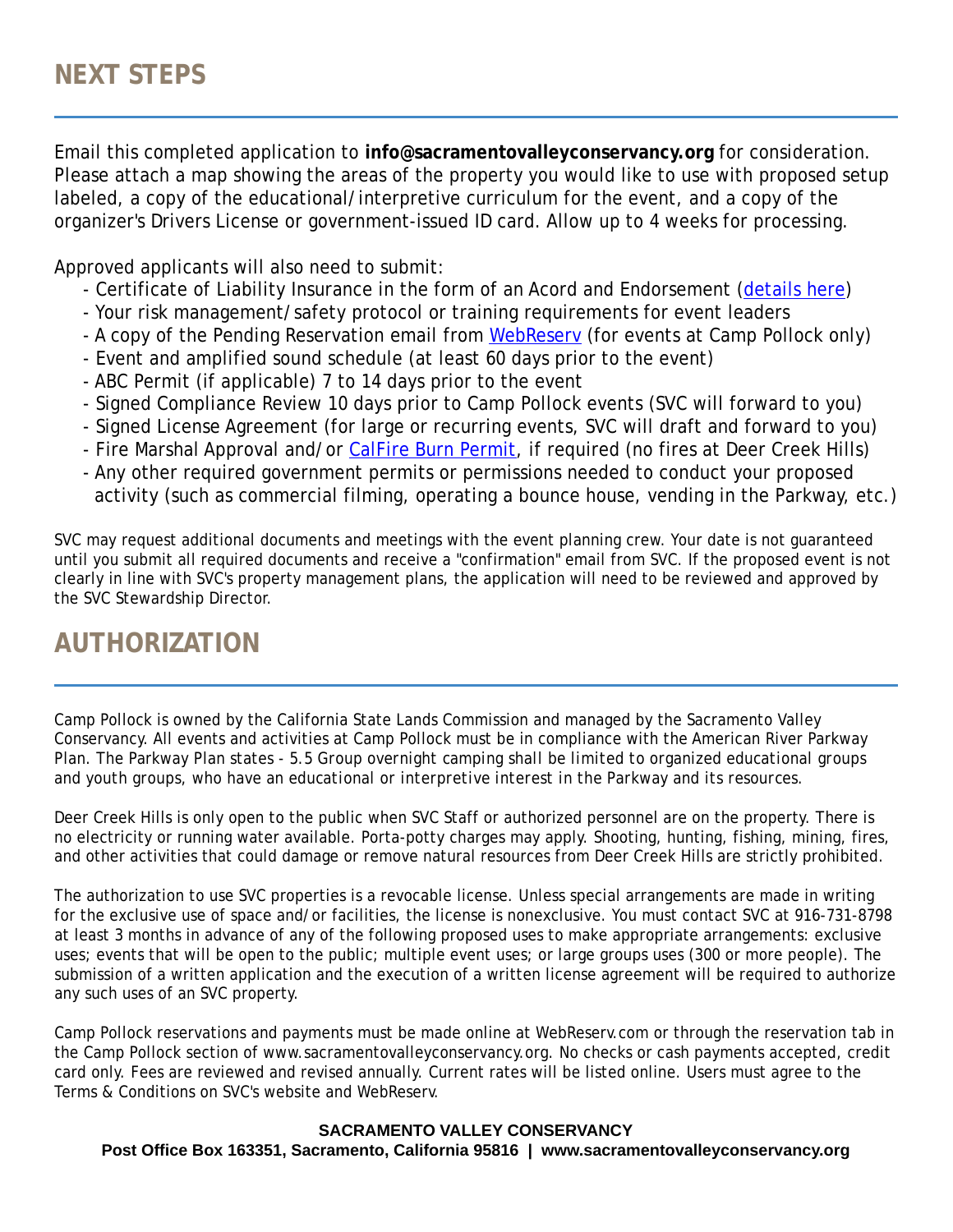## NEXT STEPS

Email this completed application to **info@sacramentovalleyconservancy.org** for consideration. Please attach a map showing the areas of the property you would like to use with proposed setup labeled, a copy of the educational/interpretive curriculum for the event, and a copy of the organizer's Drivers License or government-issued ID card. Allow up to 4 weeks for processing.

Approved applicants will also need to submit:

- Certificate of Liability Insurance in the form of an Acord and Endorsement (details here)
- Your risk management/safety protocol or training requirements for event leaders
- A copy of the Pending Reservation email from WebReserv (for events at Camp Pollock only)
- Event and amplified sound schedule (at least 60 days prior to the event)
- ABC Permit (if applicable) 7 to 14 days prior to the event
- Signed Compliance Review 10 days prior to Camp Pollock events (SVC will forward to you)
- Signed License Agreement (for large or recurring events, SVC will draft and forward to you)
- Fire Marshal Approval and/or CalFire Burn Permit, if required (no fires at Deer Creek Hills)
- Any other required government permits or permissions needed to conduct your proposed activity (such as commercial filming, operating a bounce house, vending in the Parkway, etc.)

SVC may request additional documents and meetings with the event planning crew. Your date is not guaranteed until you submit all required documents and receive a "confirmation" email from SVC. If the proposed event is not clearly in line with SVC's property management plans, the application will need to be reviewed and approved by the SVC Stewardship Director.

## AUTHORIZATION

Camp Pollock is owned by the California State Lands Commission and managed by the Sacramento Valley Conservancy. All events and activities at Camp Pollock must be in compliance with the American River Parkway Plan. The Parkway Plan states - 5.5 Group overnight camping shall be limited to organized educational groups and youth groups, who have an educational or interpretive interest in the Parkway and its resources.

Deer Creek Hills is only open to the public when SVC Staff or authorized personnel are on the property. There is no electricity or running water available. Porta-potty charges may apply. Shooting, hunting, fishing, mining, fires, and other activities that could damage or remove natural resources from Deer Creek Hills are strictly prohibited.

The authorization to use SVC properties is a revocable license. Unless special arrangements are made in writing for the exclusive use of space and/or facilities, the license is nonexclusive. You must contact SVC at 916-731-8798 at least 3 months in advance of any of the following proposed uses to make appropriate arrangements: exclusive uses; events that will be open to the public; multiple event uses; or large groups uses (300 or more people). The submission of a written application and the execution of a written license agreement will be required to authorize any such uses of an SVC property.

Camp Pollock reservations and payments must be made online at WebReserv.com or through the reservation tab in the Camp Pollock section of www.sacramentovalleyconservancy.org. No checks or cash payments accepted, credit card only. Fees are reviewed and revised annually. Current rates will be listed online. Users must agree to the Terms & Conditions on SVC's website and WebReserv.

**SACRAMENTO VALLEY CONSERVANCY**
**Post Office Box 163351, Sacramento, California 95816 | www.sacramentovalleyconservancy.org**